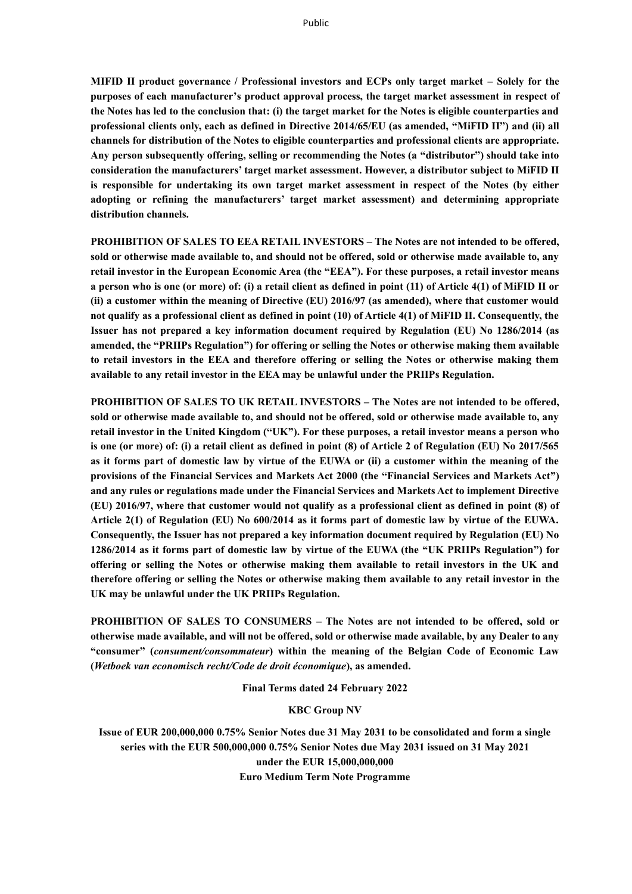**MIFID II product governance / Professional investors and ECPs only target market – Solely for the purposes of each manufacturer's product approval process, the target market assessment in respect of the Notes has led to the conclusion that: (i) the target market for the Notes is eligible counterparties and professional clients only, each as defined in Directive 2014/65/EU (as amended, "MiFID II") and (ii) all channels for distribution of the Notes to eligible counterparties and professional clients are appropriate. Any person subsequently offering, selling or recommending the Notes (a "distributor") should take into consideration the manufacturers' target market assessment. However, a distributor subject to MiFID II is responsible for undertaking its own target market assessment in respect of the Notes (by either adopting or refining the manufacturers' target market assessment) and determining appropriate distribution channels.**

**PROHIBITION OF SALES TO EEA RETAIL INVESTORS – The Notes are not intended to be offered, sold or otherwise made available to, and should not be offered, sold or otherwise made available to, any retail investor in the European Economic Area (the "EEA"). For these purposes, a retail investor means a person who is one (or more) of: (i) a retail client as defined in point (11) of Article 4(1) of MiFID II or (ii) a customer within the meaning of Directive (EU) 2016/97 (as amended), where that customer would not qualify as a professional client as defined in point (10) of Article 4(1) of MiFID II. Consequently, the Issuer has not prepared a key information document required by Regulation (EU) No 1286/2014 (as amended, the "PRIIPs Regulation") for offering or selling the Notes or otherwise making them available to retail investors in the EEA and therefore offering or selling the Notes or otherwise making them available to any retail investor in the EEA may be unlawful under the PRIIPs Regulation.**

**PROHIBITION OF SALES TO UK RETAIL INVESTORS – The Notes are not intended to be offered, sold or otherwise made available to, and should not be offered, sold or otherwise made available to, any retail investor in the United Kingdom ("UK"). For these purposes, a retail investor means a person who is one (or more) of: (i) a retail client as defined in point (8) of Article 2 of Regulation (EU) No 2017/565 as it forms part of domestic law by virtue of the EUWA or (ii) a customer within the meaning of the provisions of the Financial Services and Markets Act 2000 (the "Financial Services and Markets Act") and any rules or regulations made under the Financial Services and Markets Act to implement Directive (EU) 2016/97, where that customer would not qualify as a professional client as defined in point (8) of Article 2(1) of Regulation (EU) No 600/2014 as it forms part of domestic law by virtue of the EUWA. Consequently, the Issuer has not prepared a key information document required by Regulation (EU) No 1286/2014 as it forms part of domestic law by virtue of the EUWA (the "UK PRIIPs Regulation") for offering or selling the Notes or otherwise making them available to retail investors in the UK and therefore offering or selling the Notes or otherwise making them available to any retail investor in the UK may be unlawful under the UK PRIIPs Regulation.**

**PROHIBITION OF SALES TO CONSUMERS – The Notes are not intended to be offered, sold or otherwise made available, and will not be offered, sold or otherwise made available, by any Dealer to any "consumer" (*consument/consommateur*) within the meaning of the Belgian Code of Economic Law (*Wetboek van economisch recht/Code de droit économique*), as amended.**

**Final Terms dated 24 February 2022**

**KBC Group NV**

**Issue of EUR 200,000,000 0.75% Senior Notes due 31 May 2031 to be consolidated and form a single series with the EUR 500,000,000 0.75% Senior Notes due May 2031 issued on 31 May 2021 under the EUR 15,000,000,000 Euro Medium Term Note Programme**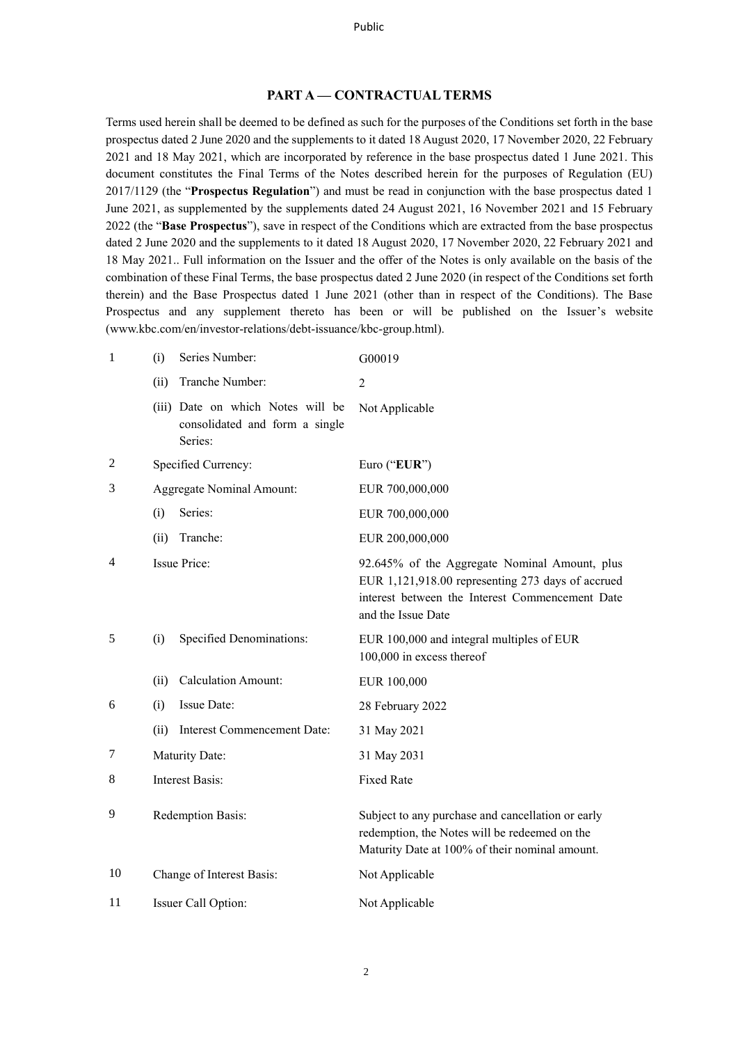## PART A — CONTRACTUAL TERMS

Terms used herein shall be deemed to be defined as such for the purposes of the Conditions set forth in the base prospectus dated 2 June 2020 and the supplements to it dated 18 August 2020, 17 November 2020, 22 February 2021 and 18 May 2021, which are incorporated by reference in the base prospectus dated 1 June 2021. This document constitutes the Final Terms of the Notes described herein for the purposes of Regulation (EU) 2017/1129 (the "**Prospectus Regulation**") and must be read in conjunction with the base prospectus dated 1 June 2021, as supplemented by the supplements dated 24 August 2021, 16 November 2021 and 15 February 2022 (the "**Base Prospectus**"), save in respect of the Conditions which are extracted from the base prospectus dated 2 June 2020 and the supplements to it dated 18 August 2020, 17 November 2020, 22 February 2021 and 18 May 2021.. Full information on the Issuer and the offer of the Notes is only available on the basis of the combination of these Final Terms, the base prospectus dated 2 June 2020 (in respect of the Conditions set forth therein) and the Base Prospectus dated 1 June 2021 (other than in respect of the Conditions). The Base Prospectus and any supplement thereto has been or will be published on the Issuer's website (www.kbc.com/en/investor-relations/debt-issuance/kbc-group.html).

| | | |
|---|---|---|
| 1 | (i) Series Number: | G00019 |
| | (ii) Tranche Number: | 2 |
| | (iii) Date on which Notes will be consolidated and form a single Series: | Not Applicable |
| 2 | Specified Currency: | Euro ("**EUR**") |
| 3 | Aggregate Nominal Amount: | EUR 700,000,000 |
| | (i) Series: | EUR 700,000,000 |
| | (ii) Tranche: | EUR 200,000,000 |
| 4 | Issue Price: | 92.645% of the Aggregate Nominal Amount, plus EUR 1,121,918.00 representing 273 days of accrued interest between the Interest Commencement Date and the Issue Date |
| 5 | (i) Specified Denominations: | EUR 100,000 and integral multiples of EUR 100,000 in excess thereof |
| | (ii) Calculation Amount: | EUR 100,000 |
| 6 | (i) Issue Date: | 28 February 2022 |
| | (ii) Interest Commencement Date: | 31 May 2021 |
| 7 | Maturity Date: | 31 May 2031 |
| 8 | Interest Basis: | Fixed Rate |
| 9 | Redemption Basis: | Subject to any purchase and cancellation or early redemption, the Notes will be redeemed on the Maturity Date at 100% of their nominal amount. |
| 10 | Change of Interest Basis: | Not Applicable |
| 11 | Issuer Call Option: | Not Applicable |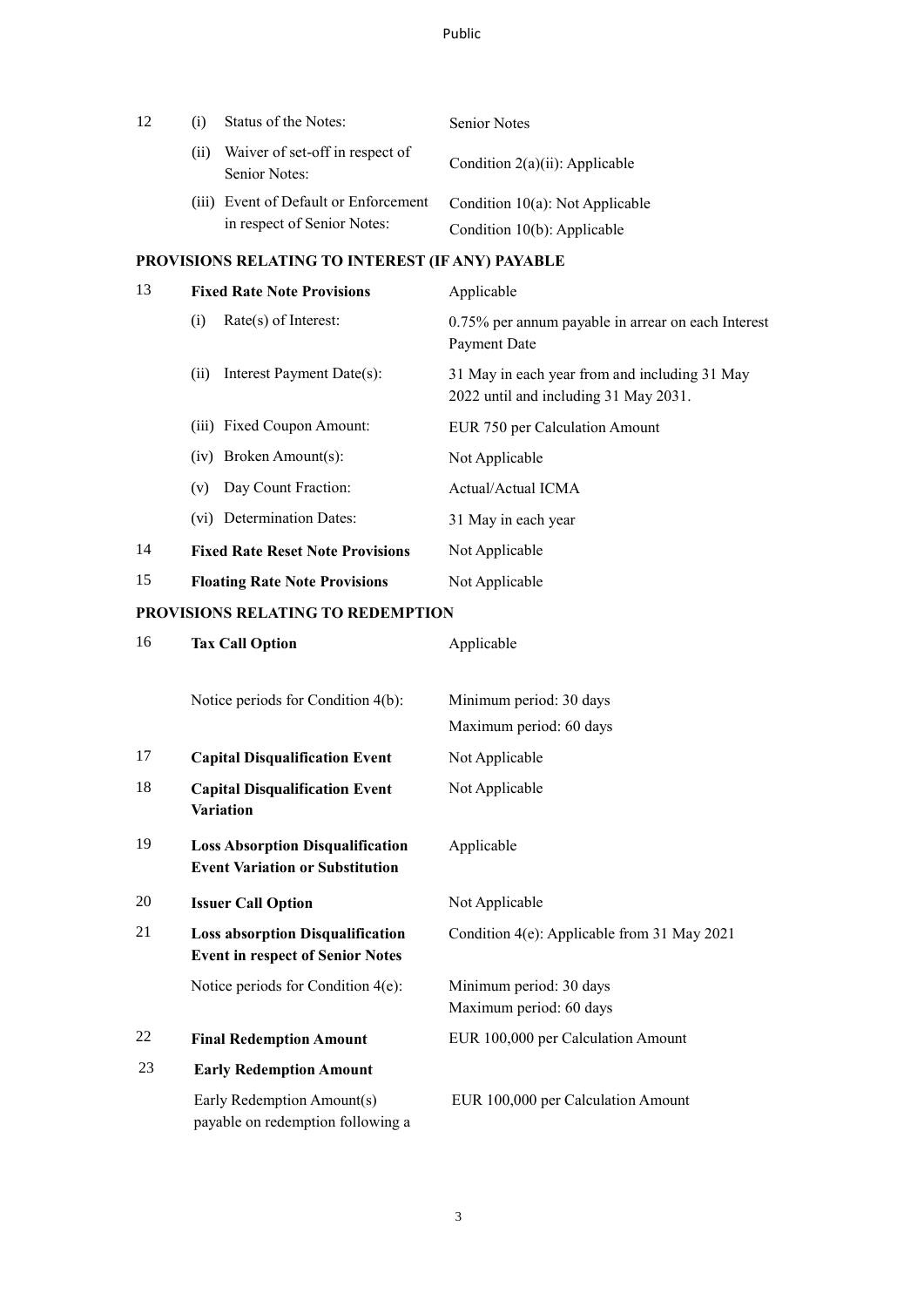| | | | |
|---|---|---|---|
| 12 | (i) | Status of the Notes: | Senior Notes |
| | (ii) | Waiver of set-off in respect of Senior Notes: | Condition 2(a)(ii): Applicable |
| | (iii) | Event of Default or Enforcement in respect of Senior Notes: | Condition 10(a): Not Applicable<br>Condition 10(b): Applicable |

**PROVISIONS RELATING TO INTEREST (IF ANY) PAYABLE**

| | | | |
|---|---|---|---|
| 13 | **Fixed Rate Note Provisions** | | Applicable |
| | (i) | Rate(s) of Interest: | 0.75% per annum payable in arrear on each Interest Payment Date |
| | (ii) | Interest Payment Date(s): | 31 May in each year from and including 31 May 2022 until and including 31 May 2031. |
| | (iii) | Fixed Coupon Amount: | EUR 750 per Calculation Amount |
| | (iv) | Broken Amount(s): | Not Applicable |
| | (v) | Day Count Fraction: | Actual/Actual ICMA |
| | (vi) | Determination Dates: | 31 May in each year |
| 14 | **Fixed Rate Reset Note Provisions** | | Not Applicable |
| 15 | **Floating Rate Note Provisions** | | Not Applicable |

**PROVISIONS RELATING TO REDEMPTION**

| | | |
|---|---|---|
| 16 | **Tax Call Option** | Applicable |
| | Notice periods for Condition 4(b): | Minimum period: 30 days<br>Maximum period: 60 days |
| 17 | **Capital Disqualification Event** | Not Applicable |
| 18 | **Capital Disqualification Event Variation** | Not Applicable |
| 19 | **Loss Absorption Disqualification Event Variation or Substitution** | Applicable |
| 20 | **Issuer Call Option** | Not Applicable |
| 21 | **Loss absorption Disqualification Event in respect of Senior Notes** | Condition 4(e): Applicable from 31 May 2021 |
| | Notice periods for Condition 4(e): | Minimum period: 30 days<br>Maximum period: 60 days |
| 22 | **Final Redemption Amount** | EUR 100,000 per Calculation Amount |
| 23 | **Early Redemption Amount** | |
| | Early Redemption Amount(s) payable on redemption following a | EUR 100,000 per Calculation Amount |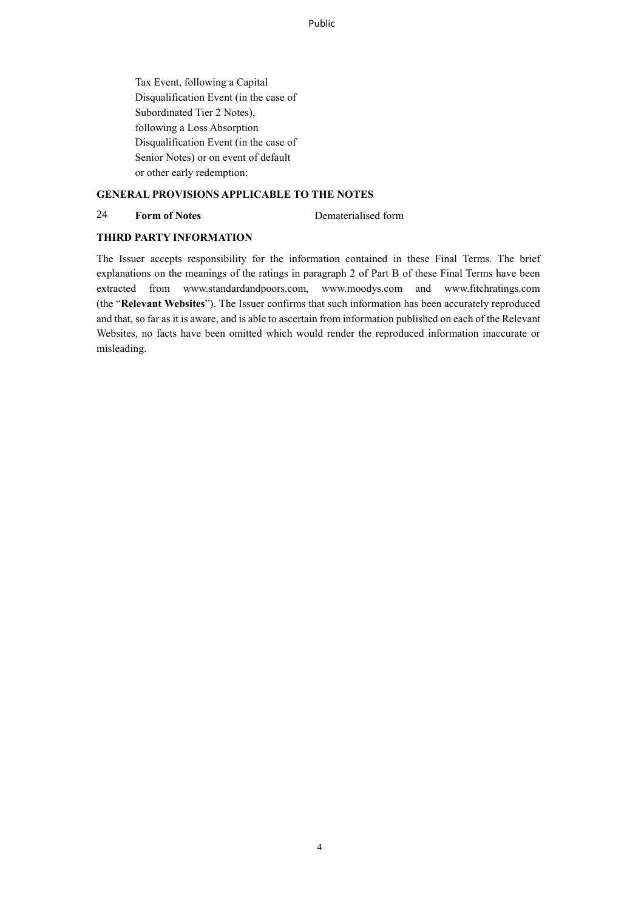Tax Event, following a Capital Disqualification Event (in the case of Subordinated Tier 2 Notes), following a Loss Absorption Disqualification Event (in the case of Senior Notes) or on event of default or other early redemption:

**GENERAL PROVISIONS APPLICABLE TO THE NOTES**

| | | |
|---|---|---|
| 24 | **Form of Notes** | Dematerialised form |

**THIRD PARTY INFORMATION**

The Issuer accepts responsibility for the information contained in these Final Terms. The brief explanations on the meanings of the ratings in paragraph 2 of Part B of these Final Terms have been extracted from www.standardandpoors.com, www.moodys.com and www.fitchratings.com (the "**Relevant Websites**"). The Issuer confirms that such information has been accurately reproduced and that, so far as it is aware, and is able to ascertain from information published on each of the Relevant Websites, no facts have been omitted which would render the reproduced information inaccurate or misleading.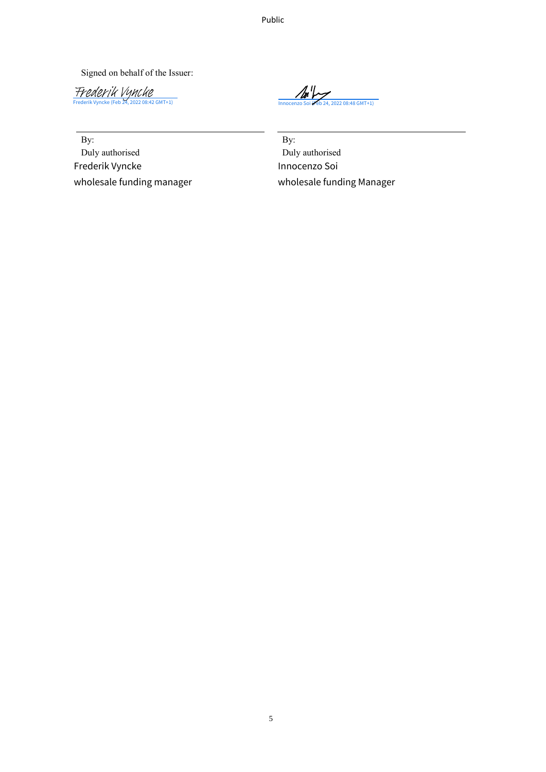Signed on behalf of the Issuer:

| Frederik Vyncke (Feb 24, 2022 08:42 GMT+1) | Innocenzo Soi (Feb 24, 2022 08:48 GMT+1) |
| --- | --- |
| By: | By: |
| Duly authorised | Duly authorised |
| Frederik Vyncke | Innocenzo Soi |
| wholesale funding manager | wholesale funding Manager |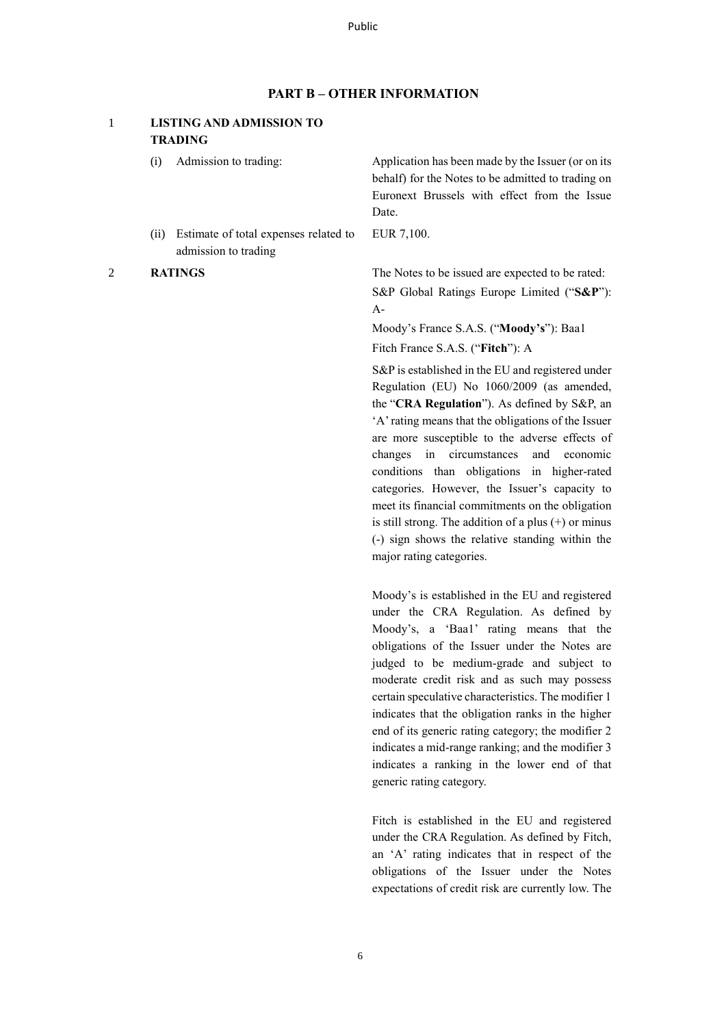## PART B – OTHER INFORMATION

### 1 LISTING AND ADMISSION TO TRADING

(i) Admission to trading: Application has been made by the Issuer (or on its behalf) for the Notes to be admitted to trading on Euronext Brussels with effect from the Issue Date.

(ii) Estimate of total expenses related to admission to trading: EUR 7,100.

### 2 RATINGS

The Notes to be issued are expected to be rated:

S&P Global Ratings Europe Limited ("**S&P**"): A-

Moody's France S.A.S. ("**Moody's**"): Baa1

Fitch France S.A.S. ("**Fitch**"): A

S&P is established in the EU and registered under Regulation (EU) No 1060/2009 (as amended, the "**CRA Regulation**"). As defined by S&P, an 'A' rating means that the obligations of the Issuer are more susceptible to the adverse effects of changes in circumstances and economic conditions than obligations in higher-rated categories. However, the Issuer's capacity to meet its financial commitments on the obligation is still strong. The addition of a plus (+) or minus (-) sign shows the relative standing within the major rating categories.

Moody's is established in the EU and registered under the CRA Regulation. As defined by Moody's, a 'Baa1' rating means that the obligations of the Issuer under the Notes are judged to be medium-grade and subject to moderate credit risk and as such may possess certain speculative characteristics. The modifier 1 indicates that the obligation ranks in the higher end of its generic rating category; the modifier 2 indicates a mid-range ranking; and the modifier 3 indicates a ranking in the lower end of that generic rating category.

Fitch is established in the EU and registered under the CRA Regulation. As defined by Fitch, an 'A' rating indicates that in respect of the obligations of the Issuer under the Notes expectations of credit risk are currently low. The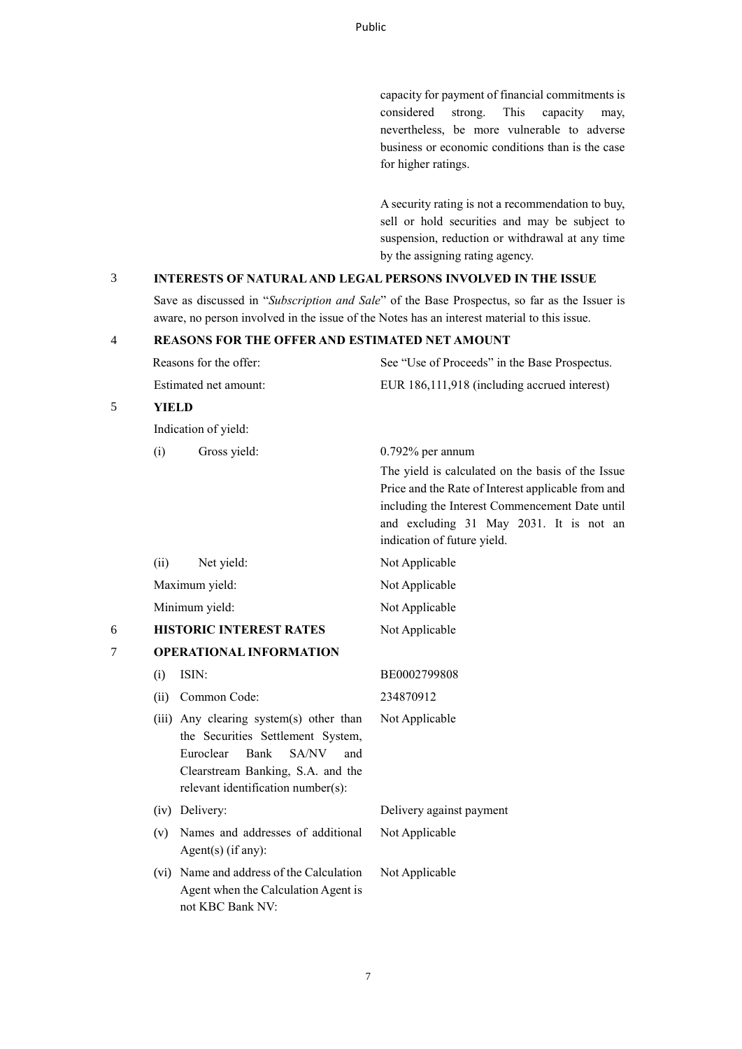capacity for payment of financial commitments is considered strong. This capacity may, nevertheless, be more vulnerable to adverse business or economic conditions than is the case for higher ratings.

A security rating is not a recommendation to buy, sell or hold securities and may be subject to suspension, reduction or withdrawal at any time by the assigning rating agency.

## 3 INTERESTS OF NATURAL AND LEGAL PERSONS INVOLVED IN THE ISSUE

Save as discussed in "*Subscription and Sale*" of the Base Prospectus, so far as the Issuer is aware, no person involved in the issue of the Notes has an interest material to this issue.

## 4 REASONS FOR THE OFFER AND ESTIMATED NET AMOUNT

| | |
|---|---|
| Reasons for the offer: | See "Use of Proceeds" in the Base Prospectus. |
| Estimated net amount: | EUR 186,111,918 (including accrued interest) |

## 5 YIELD

Indication of yield:

| | |
|---|---|
| (i) Gross yield: | 0.792% per annum<br>The yield is calculated on the basis of the Issue Price and the Rate of Interest applicable from and including the Interest Commencement Date until and excluding 31 May 2031. It is not an indication of future yield. |
| (ii) Net yield: | Not Applicable |
| Maximum yield: | Not Applicable |
| Minimum yield: | Not Applicable |

## 6 HISTORIC INTEREST RATES

Not Applicable

## 7 OPERATIONAL INFORMATION

| | |
|---|---|
| (i) ISIN: | BE0002799808 |
| (ii) Common Code: | 234870912 |
| (iii) Any clearing system(s) other than the Securities Settlement System, Euroclear Bank SA/NV and Clearstream Banking, S.A. and the relevant identification number(s): | Not Applicable |
| (iv) Delivery: | Delivery against payment |
| (v) Names and addresses of additional Agent(s) (if any): | Not Applicable |
| (vi) Name and address of the Calculation Agent when the Calculation Agent is not KBC Bank NV: | Not Applicable |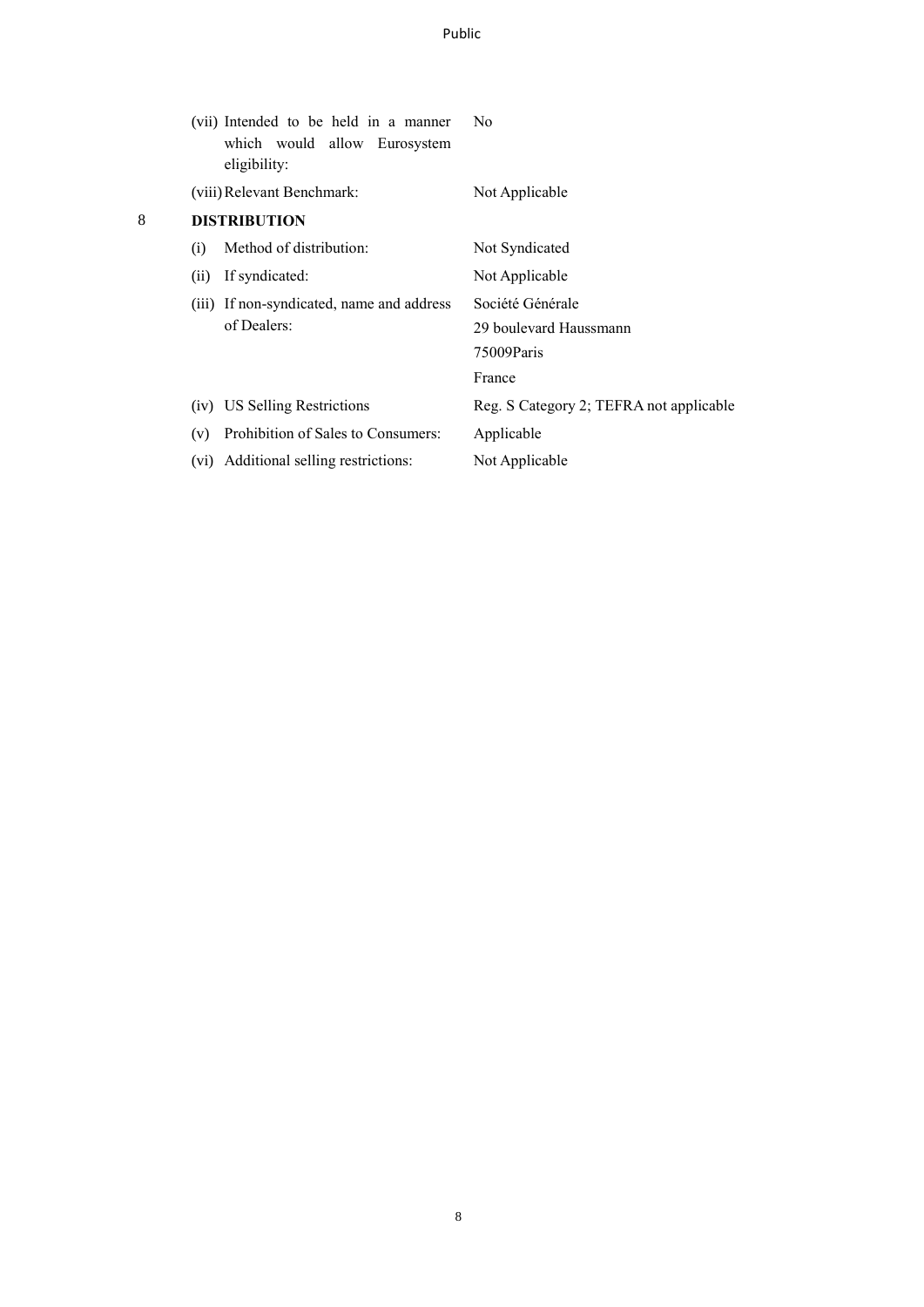| | | |
|---|---|---|
| (vii) | Intended to be held in a manner which would allow Eurosystem eligibility: | No |
| (viii) | Relevant Benchmark: | Not Applicable |

## 8 DISTRIBUTION

| | | |
|---|---|---|
| (i) | Method of distribution: | Not Syndicated |
| (ii) | If syndicated: | Not Applicable |
| (iii) | If non-syndicated, name and address of Dealers: | Société Générale<br>29 boulevard Haussmann<br>75009Paris<br>France |
| (iv) | US Selling Restrictions | Reg. S Category 2; TEFRA not applicable |
| (v) | Prohibition of Sales to Consumers: | Applicable |
| (vi) | Additional selling restrictions: | Not Applicable |